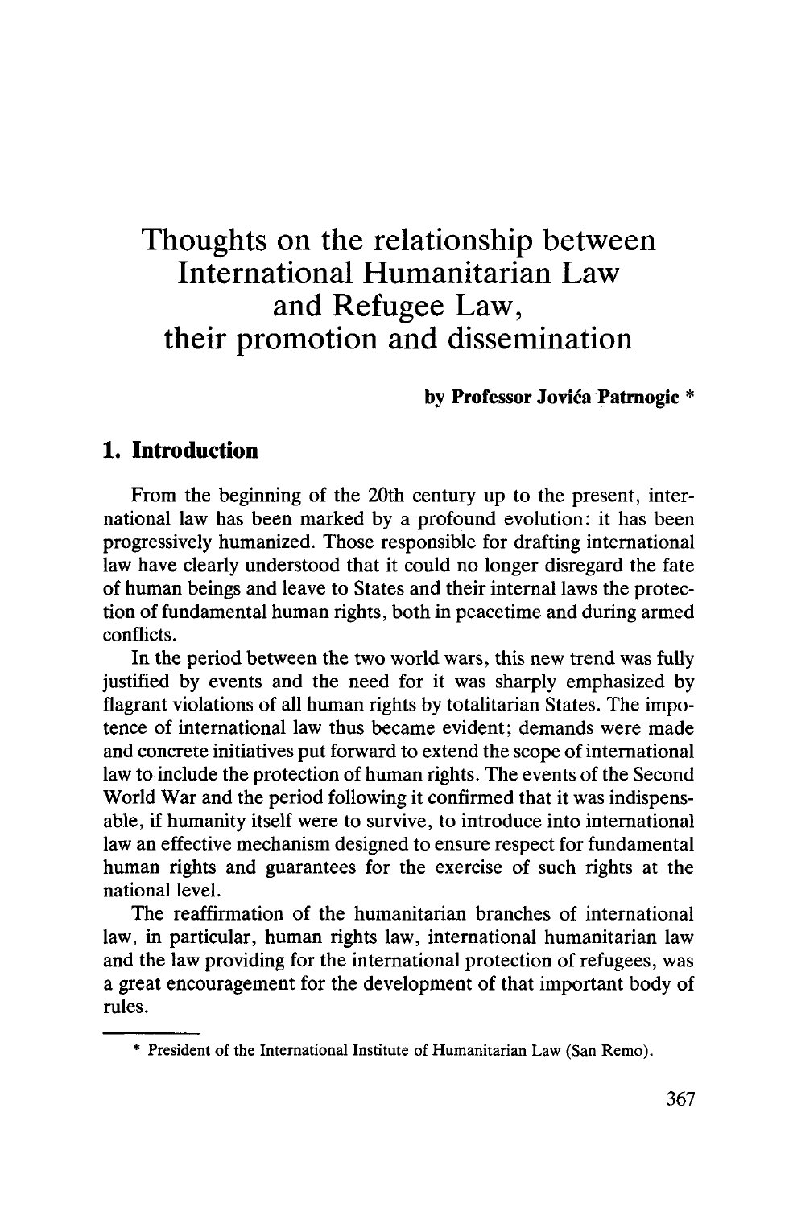# Thoughts on the relationship between International Humanitarian Law and Refugee Law, their promotion and dissemination

**by Professor Jovića Patrnogic \***

## 1. Introduction

From the beginning of the 20th century up to the present, international law has been marked by a profound evolution: it has been progressively humanized. Those responsible for drafting international law have clearly understood that it could no longer disregard the fate of human beings and leave to States and their internal laws the protection of fundamental human rights, both in peacetime and during armed conflicts.

In the period between the two world wars, this new trend was fully justified by events and the need for it was sharply emphasized by flagrant violations of all human rights by totalitarian States. The impotence of international law thus became evident; demands were made and concrete initiatives put forward to extend the scope of international law to include the protection of human rights. The events of the Second World War and the period following it confirmed that it was indispensable, if humanity itself were to survive, to introduce into international law an effective mechanism designed to ensure respect for fundamental human rights and guarantees for the exercise of such rights at the national level.

The reaffirmation of the humanitarian branches of international law, in particular, human rights law, international humanitarian law and the law providing for the international protection of refugees, was a great encouragement for the development of that important body of rules.

---

\* President of the International Institute of Humanitarian Law (San Remo).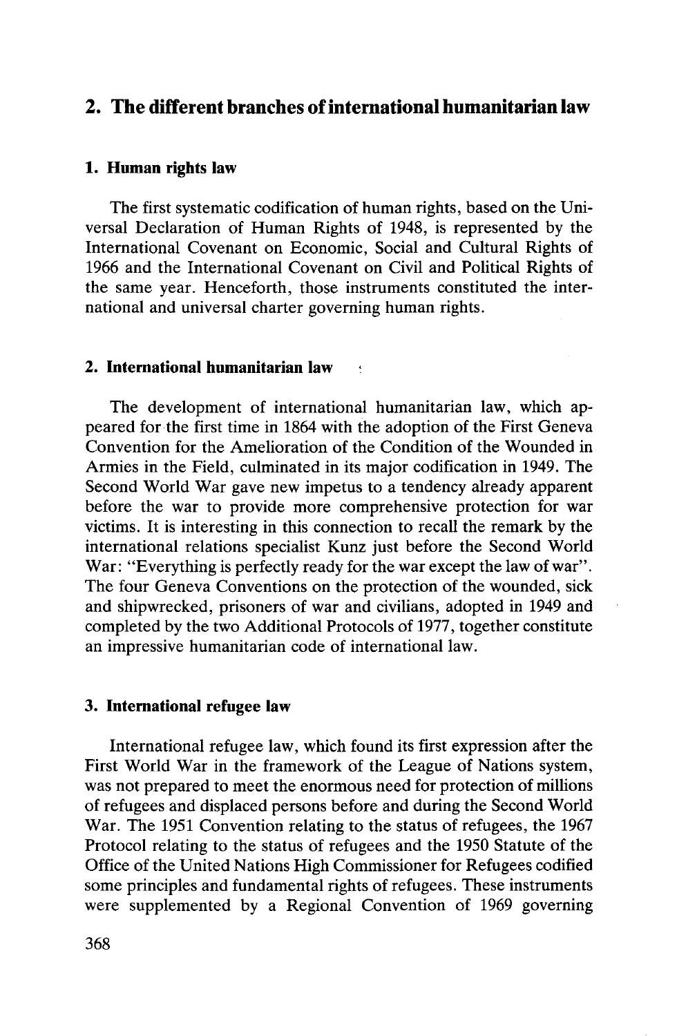## 2. The different branches of international humanitarian law

### 1. Human rights law

The first systematic codification of human rights, based on the Universal Declaration of Human Rights of 1948, is represented by the International Covenant on Economic, Social and Cultural Rights of 1966 and the International Covenant on Civil and Political Rights of the same year. Henceforth, those instruments constituted the international and universal charter governing human rights.

### 2. International humanitarian law

The development of international humanitarian law, which appeared for the first time in 1864 with the adoption of the First Geneva Convention for the Amelioration of the Condition of the Wounded in Armies in the Field, culminated in its major codification in 1949. The Second World War gave new impetus to a tendency already apparent before the war to provide more comprehensive protection for war victims. It is interesting in this connection to recall the remark by the international relations specialist Kunz just before the Second World War: "Everything is perfectly ready for the war except the law of war". The four Geneva Conventions on the protection of the wounded, sick and shipwrecked, prisoners of war and civilians, adopted in 1949 and completed by the two Additional Protocols of 1977, together constitute an impressive humanitarian code of international law.

### 3. International refugee law

International refugee law, which found its first expression after the First World War in the framework of the League of Nations system, was not prepared to meet the enormous need for protection of millions of refugees and displaced persons before and during the Second World War. The 1951 Convention relating to the status of refugees, the 1967 Protocol relating to the status of refugees and the 1950 Statute of the Office of the United Nations High Commissioner for Refugees codified some principles and fundamental rights of refugees. These instruments were supplemented by a Regional Convention of 1969 governing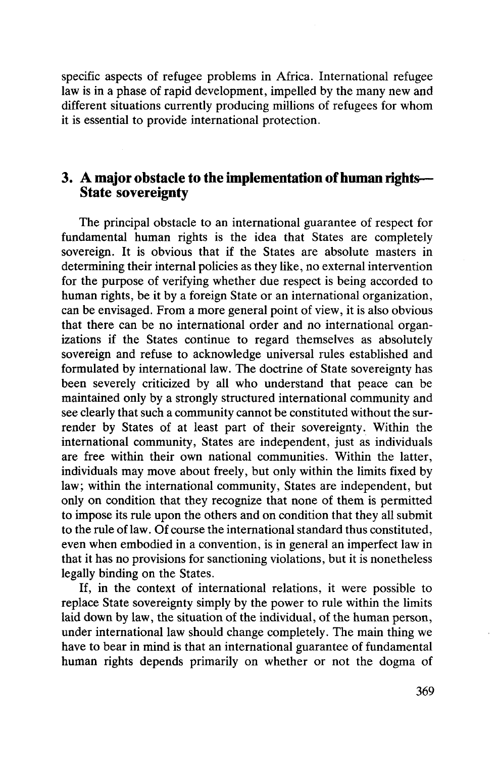specific aspects of refugee problems in Africa. International refugee law is in a phase of rapid development, impelled by the many new and different situations currently producing millions of refugees for whom it is essential to provide international protection.

## 3. A major obstacle to the implementation of human rights—State sovereignty

The principal obstacle to an international guarantee of respect for fundamental human rights is the idea that States are completely sovereign. It is obvious that if the States are absolute masters in determining their internal policies as they like, no external intervention for the purpose of verifying whether due respect is being accorded to human rights, be it by a foreign State or an international organization, can be envisaged. From a more general point of view, it is also obvious that there can be no international order and no international organizations if the States continue to regard themselves as absolutely sovereign and refuse to acknowledge universal rules established and formulated by international law. The doctrine of State sovereignty has been severely criticized by all who understand that peace can be maintained only by a strongly structured international community and see clearly that such a community cannot be constituted without the surrender by States of at least part of their sovereignty. Within the international community, States are independent, just as individuals are free within their own national communities. Within the latter, individuals may move about freely, but only within the limits fixed by law; within the international community, States are independent, but only on condition that they recognize that none of them is permitted to impose its rule upon the others and on condition that they all submit to the rule of law. Of course the international standard thus constituted, even when embodied in a convention, is in general an imperfect law in that it has no provisions for sanctioning violations, but it is nonetheless legally binding on the States.

If, in the context of international relations, it were possible to replace State sovereignty simply by the power to rule within the limits laid down by law, the situation of the individual, of the human person, under international law should change completely. The main thing we have to bear in mind is that an international guarantee of fundamental human rights depends primarily on whether or not the dogma of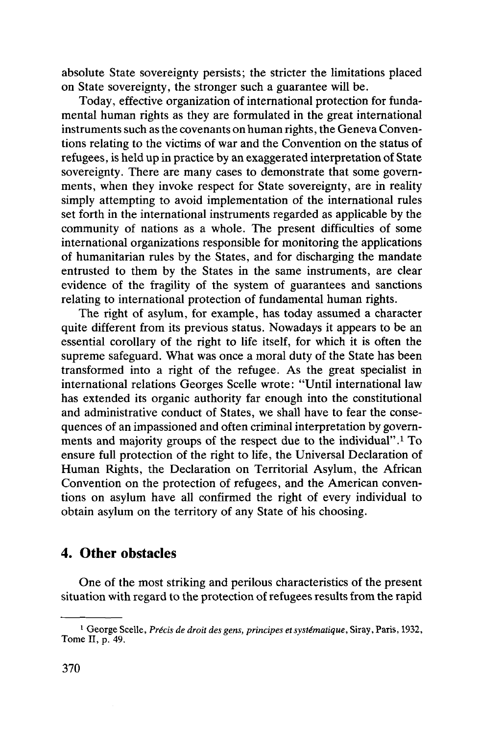absolute State sovereignty persists; the stricter the limitations placed on State sovereignty, the stronger such a guarantee will be.

Today, effective organization of international protection for fundamental human rights as they are formulated in the great international instruments such as the covenants on human rights, the Geneva Conventions relating to the victims of war and the Convention on the status of refugees, is held up in practice by an exaggerated interpretation of State sovereignty. There are many cases to demonstrate that some governments, when they invoke respect for State sovereignty, are in reality simply attempting to avoid implementation of the international rules set forth in the international instruments regarded as applicable by the community of nations as a whole. The present difficulties of some international organizations responsible for monitoring the applications of humanitarian rules by the States, and for discharging the mandate entrusted to them by the States in the same instruments, are clear evidence of the fragility of the system of guarantees and sanctions relating to international protection of fundamental human rights.

The right of asylum, for example, has today assumed a character quite different from its previous status. Nowadays it appears to be an essential corollary of the right to life itself, for which it is often the supreme safeguard. What was once a moral duty of the State has been transformed into a right of the refugee. As the great specialist in international relations Georges Scelle wrote: "Until international law has extended its organic authority far enough into the constitutional and administrative conduct of States, we shall have to fear the consequences of an impassioned and often criminal interpretation by governments and majority groups of the respect due to the individual".[1] To ensure full protection of the right to life, the Universal Declaration of Human Rights, the Declaration on Territorial Asylum, the African Convention on the protection of refugees, and the American conventions on asylum have all confirmed the right of every individual to obtain asylum on the territory of any State of his choosing.

## 4. Other obstacles

One of the most striking and perilous characteristics of the present situation with regard to the protection of refugees results from the rapid

[1] George Scelle, *Précis de droit des gens, principes et systématique*, Siray, Paris, 1932, Tome II, p. 49.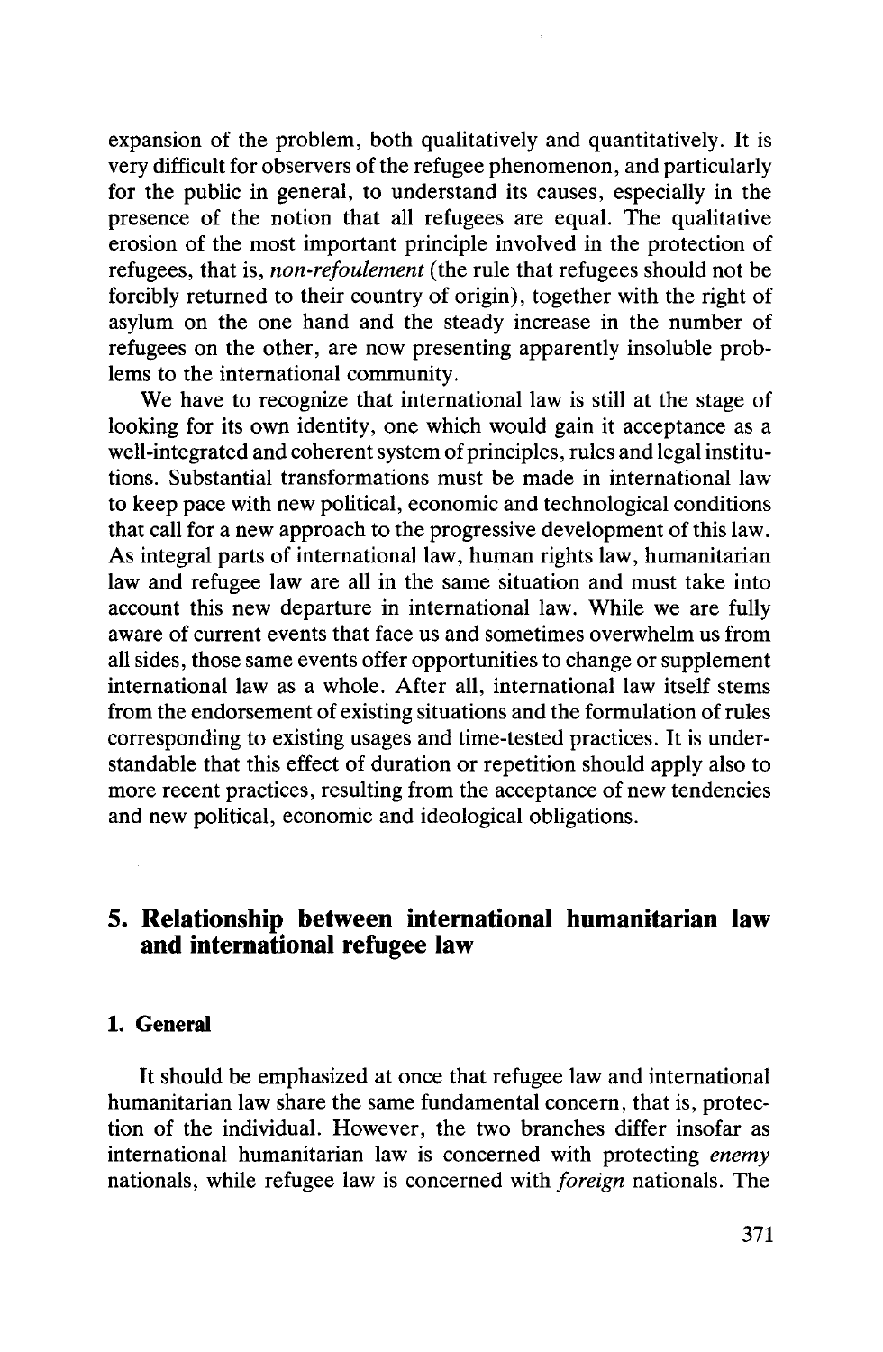expansion of the problem, both qualitatively and quantitatively. It is very difficult for observers of the refugee phenomenon, and particularly for the public in general, to understand its causes, especially in the presence of the notion that all refugees are equal. The qualitative erosion of the most important principle involved in the protection of refugees, that is, *non-refoulement* (the rule that refugees should not be forcibly returned to their country of origin), together with the right of asylum on the one hand and the steady increase in the number of refugees on the other, are now presenting apparently insoluble problems to the international community.

We have to recognize that international law is still at the stage of looking for its own identity, one which would gain it acceptance as a well-integrated and coherent system of principles, rules and legal institutions. Substantial transformations must be made in international law to keep pace with new political, economic and technological conditions that call for a new approach to the progressive development of this law. As integral parts of international law, human rights law, humanitarian law and refugee law are all in the same situation and must take into account this new departure in international law. While we are fully aware of current events that face us and sometimes overwhelm us from all sides, those same events offer opportunities to change or supplement international law as a whole. After all, international law itself stems from the endorsement of existing situations and the formulation of rules corresponding to existing usages and time-tested practices. It is understandable that this effect of duration or repetition should apply also to more recent practices, resulting from the acceptance of new tendencies and new political, economic and ideological obligations.

## 5. Relationship between international humanitarian law and international refugee law

### 1. General

It should be emphasized at once that refugee law and international humanitarian law share the same fundamental concern, that is, protection of the individual. However, the two branches differ insofar as international humanitarian law is concerned with protecting *enemy* nationals, while refugee law is concerned with *foreign* nationals. The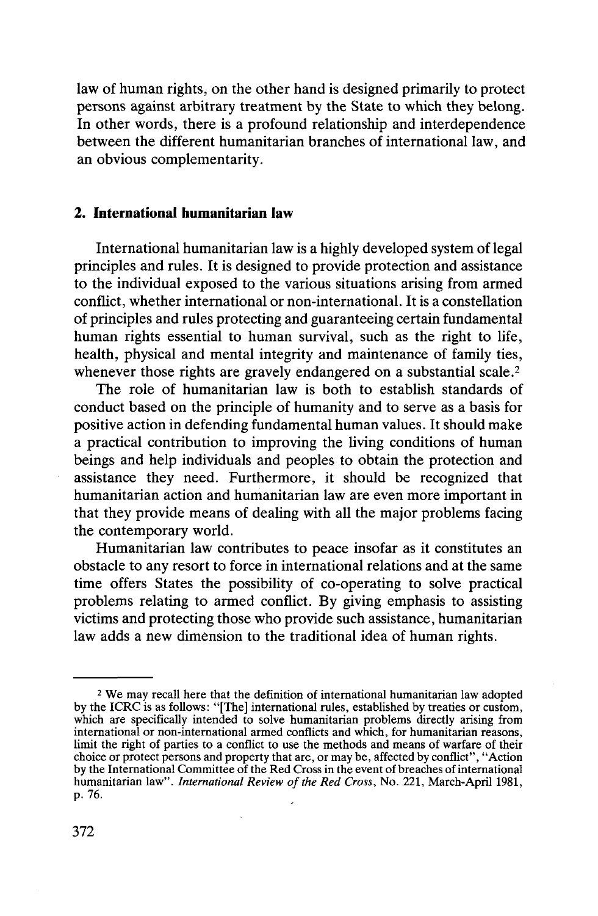law of human rights, on the other hand is designed primarily to protect persons against arbitrary treatment by the State to which they belong. In other words, there is a profound relationship and interdependence between the different humanitarian branches of international law, and an obvious complementarity.

## 2. International humanitarian law

International humanitarian law is a highly developed system of legal principles and rules. It is designed to provide protection and assistance to the individual exposed to the various situations arising from armed conflict, whether international or non-international. It is a constellation of principles and rules protecting and guaranteeing certain fundamental human rights essential to human survival, such as the right to life, health, physical and mental integrity and maintenance of family ties, whenever those rights are gravely endangered on a substantial scale.[2]

The role of humanitarian law is both to establish standards of conduct based on the principle of humanity and to serve as a basis for positive action in defending fundamental human values. It should make a practical contribution to improving the living conditions of human beings and help individuals and peoples to obtain the protection and assistance they need. Furthermore, it should be recognized that humanitarian action and humanitarian law are even more important in that they provide means of dealing with all the major problems facing the contemporary world.

Humanitarian law contributes to peace insofar as it constitutes an obstacle to any resort to force in international relations and at the same time offers States the possibility of co-operating to solve practical problems relating to armed conflict. By giving emphasis to assisting victims and protecting those who provide such assistance, humanitarian law adds a new dimension to the traditional idea of human rights.

---

[2] We may recall here that the definition of international humanitarian law adopted by the ICRC is as follows: "[The] international rules, established by treaties or custom, which are specifically intended to solve humanitarian problems directly arising from international or non-international armed conflicts and which, for humanitarian reasons, limit the right of parties to a conflict to use the methods and means of warfare of their choice or protect persons and property that are, or may be, affected by conflict", "Action by the International Committee of the Red Cross in the event of breaches of international humanitarian law". *International Review of the Red Cross*, No. 221, March-April 1981, p. 76.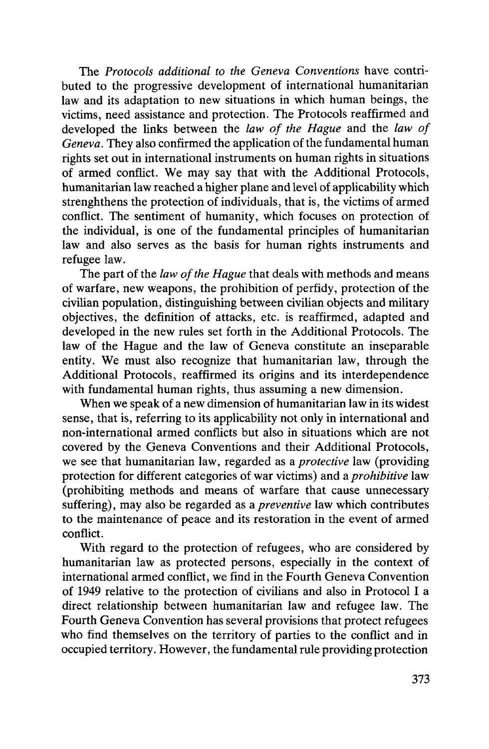The *Protocols additional to the Geneva Conventions* have contributed to the progressive development of international humanitarian law and its adaptation to new situations in which human beings, the victims, need assistance and protection. The Protocols reaffirmed and developed the links between the *law of the Hague* and the *law of Geneva*. They also confirmed the application of the fundamental human rights set out in international instruments on human rights in situations of armed conflict. We may say that with the Additional Protocols, humanitarian law reached a higher plane and level of applicability which strenghthens the protection of individuals, that is, the victims of armed conflict. The sentiment of humanity, which focuses on protection of the individual, is one of the fundamental principles of humanitarian law and also serves as the basis for human rights instruments and refugee law.

The part of the *law of the Hague* that deals with methods and means of warfare, new weapons, the prohibition of perfidy, protection of the civilian population, distinguishing between civilian objects and military objectives, the definition of attacks, etc. is reaffirmed, adapted and developed in the new rules set forth in the Additional Protocols. The law of the Hague and the law of Geneva constitute an inseparable entity. We must also recognize that humanitarian law, through the Additional Protocols, reaffirmed its origins and its interdependence with fundamental human rights, thus assuming a new dimension.

When we speak of a new dimension of humanitarian law in its widest sense, that is, referring to its applicability not only in international and non-international armed conflicts but also in situations which are not covered by the Geneva Conventions and their Additional Protocols, we see that humanitarian law, regarded as a *protective* law (providing protection for different categories of war victims) and a *prohibitive* law (prohibiting methods and means of warfare that cause unnecessary suffering), may also be regarded as a *preventive* law which contributes to the maintenance of peace and its restoration in the event of armed conflict.

With regard to the protection of refugees, who are considered by humanitarian law as protected persons, especially in the context of international armed conflict, we find in the Fourth Geneva Convention of 1949 relative to the protection of civilians and also in Protocol I a direct relationship between humanitarian law and refugee law. The Fourth Geneva Convention has several provisions that protect refugees who find themselves on the territory of parties to the conflict and in occupied territory. However, the fundamental rule providing protection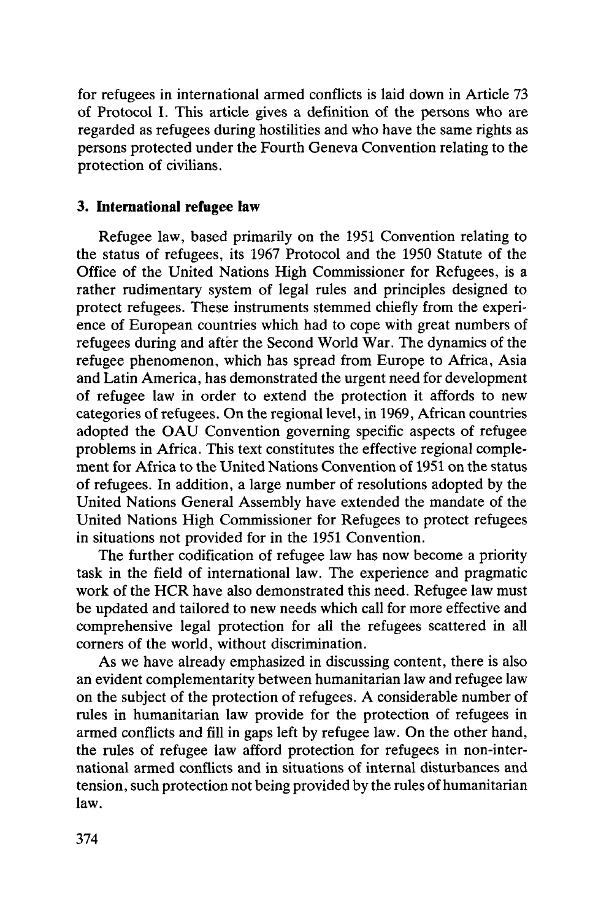for refugees in international armed conflicts is laid down in Article 73 of Protocol I. This article gives a definition of the persons who are regarded as refugees during hostilities and who have the same rights as persons protected under the Fourth Geneva Convention relating to the protection of civilians.

### 3. International refugee law

Refugee law, based primarily on the 1951 Convention relating to the status of refugees, its 1967 Protocol and the 1950 Statute of the Office of the United Nations High Commissioner for Refugees, is a rather rudimentary system of legal rules and principles designed to protect refugees. These instruments stemmed chiefly from the experience of European countries which had to cope with great numbers of refugees during and after the Second World War. The dynamics of the refugee phenomenon, which has spread from Europe to Africa, Asia and Latin America, has demonstrated the urgent need for development of refugee law in order to extend the protection it affords to new categories of refugees. On the regional level, in 1969, African countries adopted the OAU Convention governing specific aspects of refugee problems in Africa. This text constitutes the effective regional complement for Africa to the United Nations Convention of 1951 on the status of refugees. In addition, a large number of resolutions adopted by the United Nations General Assembly have extended the mandate of the United Nations High Commissioner for Refugees to protect refugees in situations not provided for in the 1951 Convention.

The further codification of refugee law has now become a priority task in the field of international law. The experience and pragmatic work of the HCR have also demonstrated this need. Refugee law must be updated and tailored to new needs which call for more effective and comprehensive legal protection for all the refugees scattered in all corners of the world, without discrimination.

As we have already emphasized in discussing content, there is also an evident complementarity between humanitarian law and refugee law on the subject of the protection of refugees. A considerable number of rules in humanitarian law provide for the protection of refugees in armed conflicts and fill in gaps left by refugee law. On the other hand, the rules of refugee law afford protection for refugees in non-international armed conflicts and in situations of internal disturbances and tension, such protection not being provided by the rules of humanitarian law.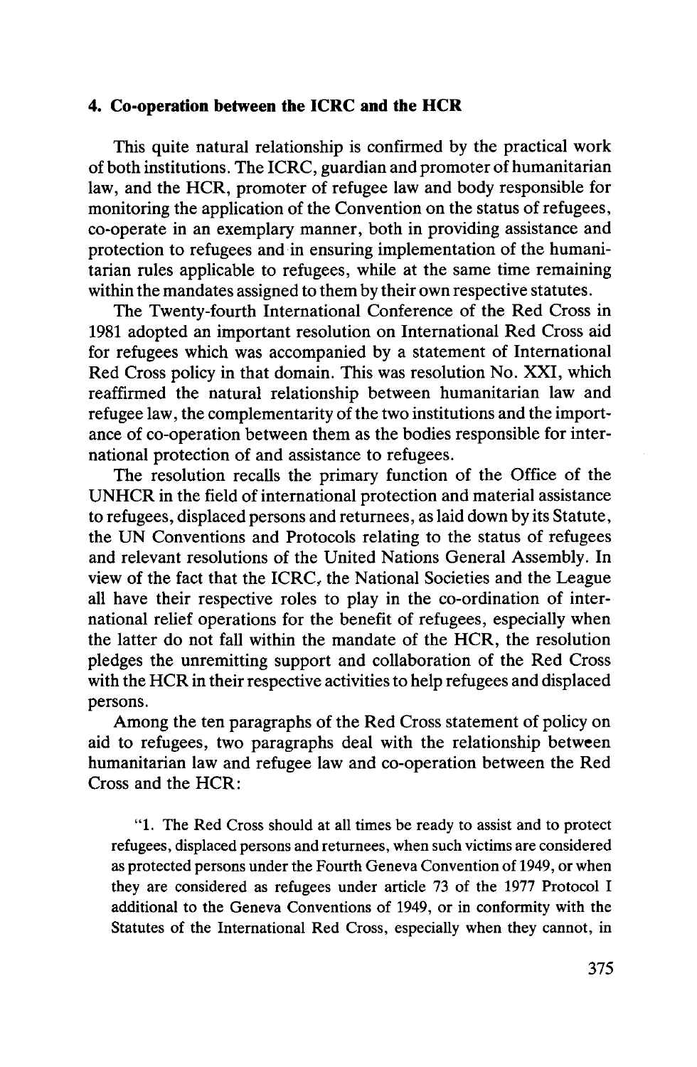### 4. Co-operation between the ICRC and the HCR

This quite natural relationship is confirmed by the practical work of both institutions. The ICRC, guardian and promoter of humanitarian law, and the HCR, promoter of refugee law and body responsible for monitoring the application of the Convention on the status of refugees, co-operate in an exemplary manner, both in providing assistance and protection to refugees and in ensuring implementation of the humanitarian rules applicable to refugees, while at the same time remaining within the mandates assigned to them by their own respective statutes.

The Twenty-fourth International Conference of the Red Cross in 1981 adopted an important resolution on International Red Cross aid for refugees which was accompanied by a statement of International Red Cross policy in that domain. This was resolution No. XXI, which reaffirmed the natural relationship between humanitarian law and refugee law, the complementarity of the two institutions and the importance of co-operation between them as the bodies responsible for international protection of and assistance to refugees.

The resolution recalls the primary function of the Office of the UNHCR in the field of international protection and material assistance to refugees, displaced persons and returnees, as laid down by its Statute, the UN Conventions and Protocols relating to the status of refugees and relevant resolutions of the United Nations General Assembly. In view of the fact that the ICRC, the National Societies and the League all have their respective roles to play in the co-ordination of international relief operations for the benefit of refugees, especially when the latter do not fall within the mandate of the HCR, the resolution pledges the unremitting support and collaboration of the Red Cross with the HCR in their respective activities to help refugees and displaced persons.

Among the ten paragraphs of the Red Cross statement of policy on aid to refugees, two paragraphs deal with the relationship between humanitarian law and refugee law and co-operation between the Red Cross and the HCR:

> "1. The Red Cross should at all times be ready to assist and to protect refugees, displaced persons and returnees, when such victims are considered as protected persons under the Fourth Geneva Convention of 1949, or when they are considered as refugees under article 73 of the 1977 Protocol I additional to the Geneva Conventions of 1949, or in conformity with the Statutes of the International Red Cross, especially when they cannot, in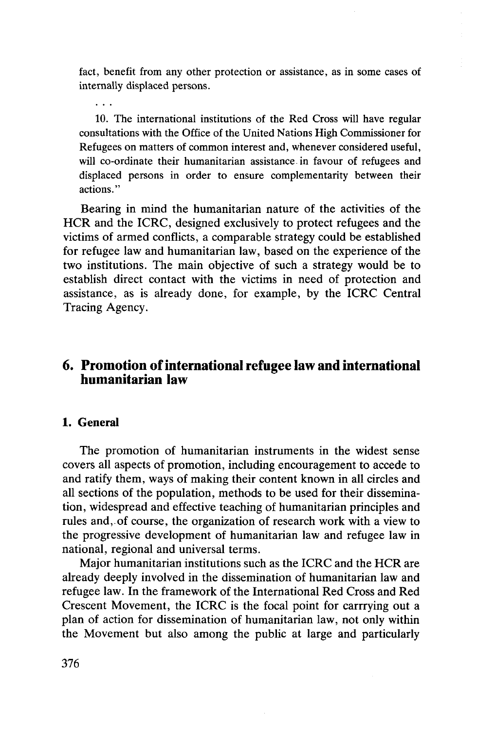fact, benefit from any other protection or assistance, as in some cases of internally displaced persons.

...

10. The international institutions of the Red Cross will have regular consultations with the Office of the United Nations High Commissioner for Refugees on matters of common interest and, whenever considered useful, will co-ordinate their humanitarian assistance in favour of refugees and displaced persons in order to ensure complementarity between their actions."

Bearing in mind the humanitarian nature of the activities of the HCR and the ICRC, designed exclusively to protect refugees and the victims of armed conflicts, a comparable strategy could be established for refugee law and humanitarian law, based on the experience of the two institutions. The main objective of such a strategy would be to establish direct contact with the victims in need of protection and assistance, as is already done, for example, by the ICRC Central Tracing Agency.

## 6. Promotion of international refugee law and international humanitarian law

### 1. General

The promotion of humanitarian instruments in the widest sense covers all aspects of promotion, including encouragement to accede to and ratify them, ways of making their content known in all circles and all sections of the population, methods to be used for their dissemination, widespread and effective teaching of humanitarian principles and rules and, of course, the organization of research work with a view to the progressive development of humanitarian law and refugee law in national, regional and universal terms.

Major humanitarian institutions such as the ICRC and the HCR are already deeply involved in the dissemination of humanitarian law and refugee law. In the framework of the International Red Cross and Red Crescent Movement, the ICRC is the focal point for carrrying out a plan of action for dissemination of humanitarian law, not only within the Movement but also among the public at large and particularly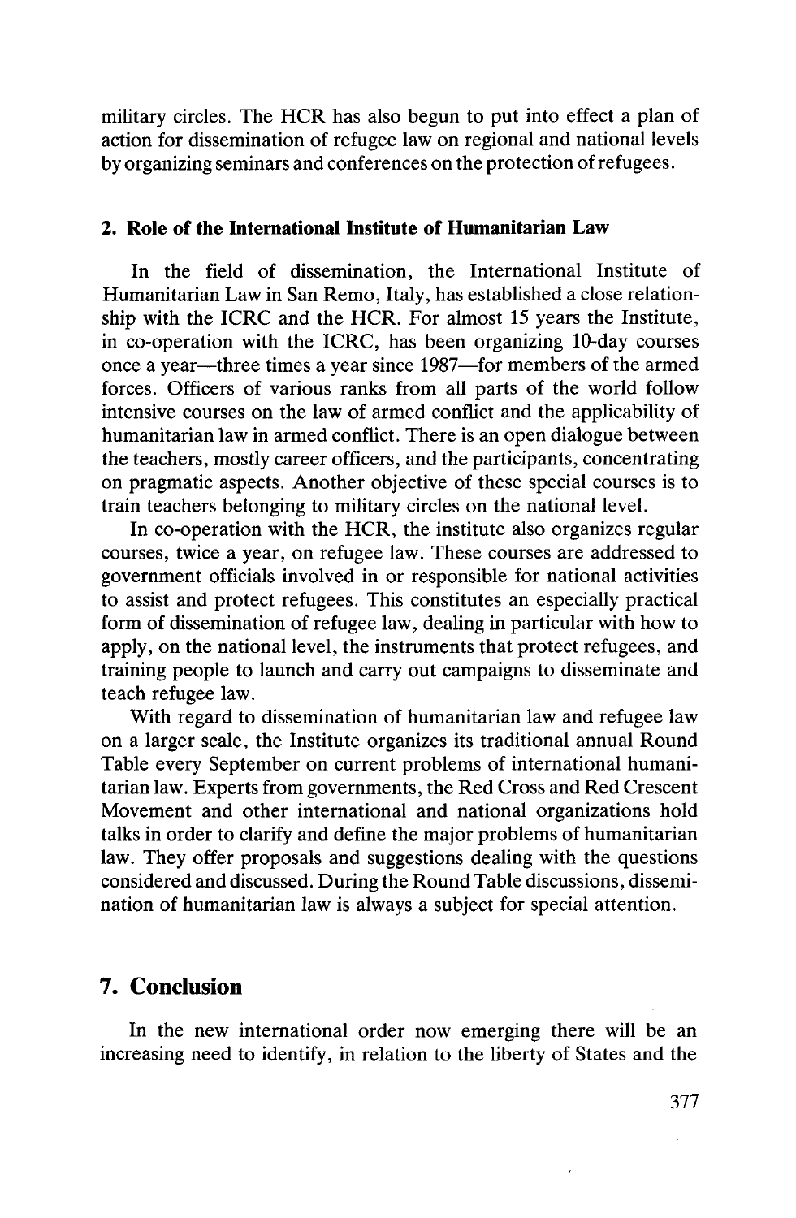military circles. The HCR has also begun to put into effect a plan of action for dissemination of refugee law on regional and national levels by organizing seminars and conferences on the protection of refugees.

### 2. Role of the International Institute of Humanitarian Law

In the field of dissemination, the International Institute of Humanitarian Law in San Remo, Italy, has established a close relationship with the ICRC and the HCR. For almost 15 years the Institute, in co-operation with the ICRC, has been organizing 10-day courses once a year—three times a year since 1987—for members of the armed forces. Officers of various ranks from all parts of the world follow intensive courses on the law of armed conflict and the applicability of humanitarian law in armed conflict. There is an open dialogue between the teachers, mostly career officers, and the participants, concentrating on pragmatic aspects. Another objective of these special courses is to train teachers belonging to military circles on the national level.

In co-operation with the HCR, the institute also organizes regular courses, twice a year, on refugee law. These courses are addressed to government officials involved in or responsible for national activities to assist and protect refugees. This constitutes an especially practical form of dissemination of refugee law, dealing in particular with how to apply, on the national level, the instruments that protect refugees, and training people to launch and carry out campaigns to disseminate and teach refugee law.

With regard to dissemination of humanitarian law and refugee law on a larger scale, the Institute organizes its traditional annual Round Table every September on current problems of international humanitarian law. Experts from governments, the Red Cross and Red Crescent Movement and other international and national organizations hold talks in order to clarify and define the major problems of humanitarian law. They offer proposals and suggestions dealing with the questions considered and discussed. During the Round Table discussions, dissemination of humanitarian law is always a subject for special attention.

## 7. Conclusion

In the new international order now emerging there will be an increasing need to identify, in relation to the liberty of States and the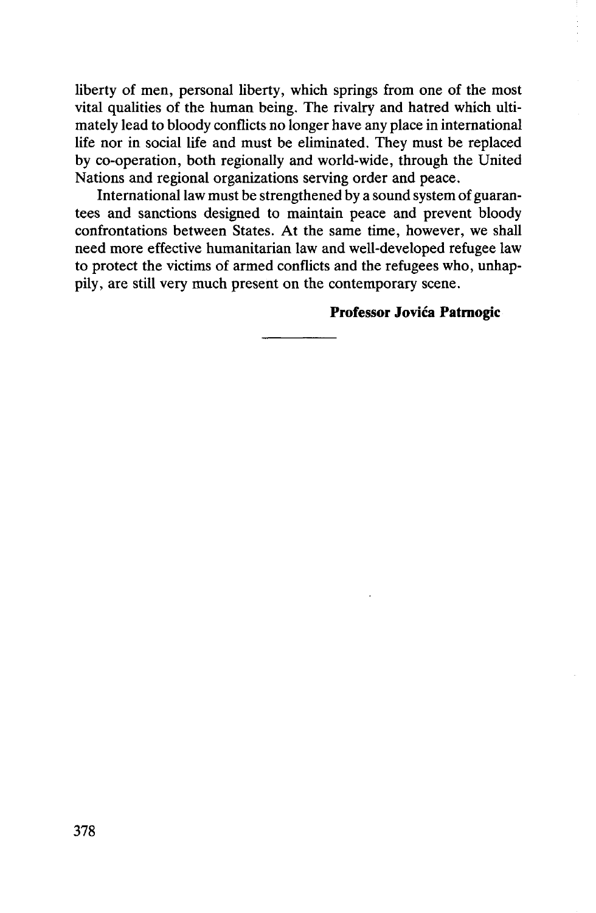liberty of men, personal liberty, which springs from one of the most vital qualities of the human being. The rivalry and hatred which ultimately lead to bloody conflicts no longer have any place in international life nor in social life and must be eliminated. They must be replaced by co-operation, both regionally and world-wide, through the United Nations and regional organizations serving order and peace.

International law must be strengthened by a sound system of guarantees and sanctions designed to maintain peace and prevent bloody confrontations between States. At the same time, however, we shall need more effective humanitarian law and well-developed refugee law to protect the victims of armed conflicts and the refugees who, unhappily, are still very much present on the contemporary scene.

**Professor Jovića Patrnogic**